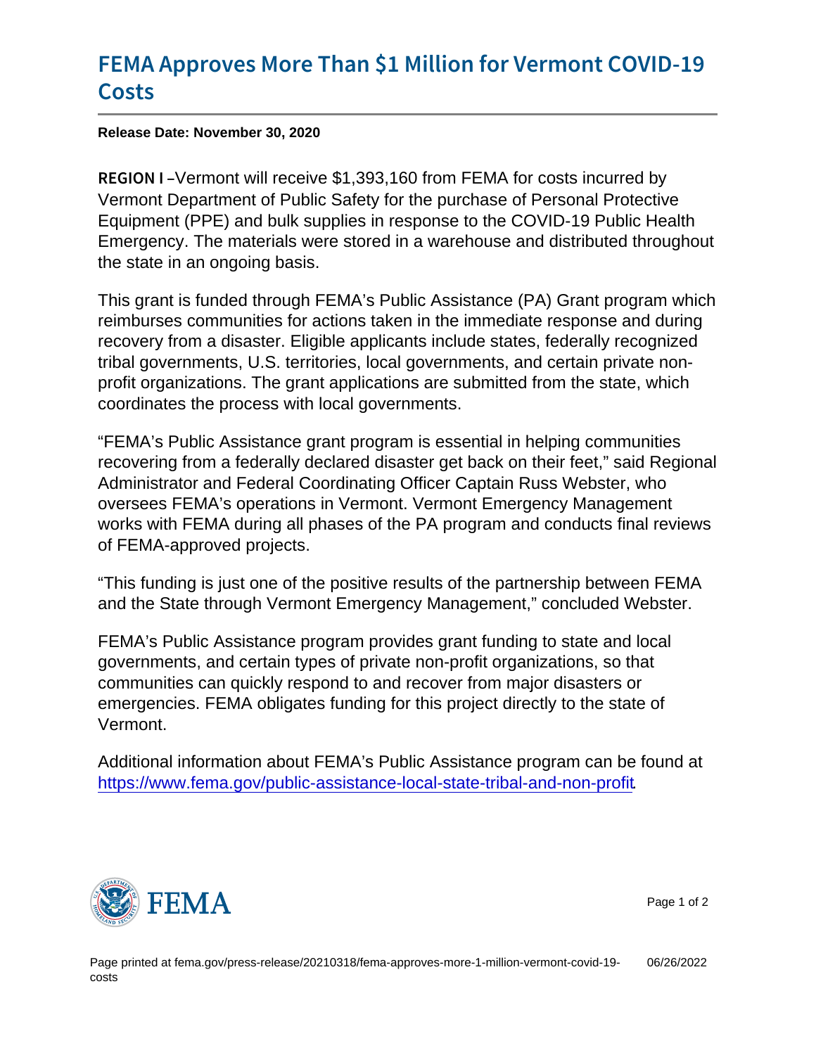# FEMA Approves More Than $1 Million for Vermont COVID-19 Costs

**Release Date: November 30, 2020**

REGION I –Vermont will receive $1,393,160 from FEMA for costs incurred by Vermont Department of Public Safety for the purchase of Personal Protective Equipment (PPE) and bulk supplies in response to the COVID-19 Public Health Emergency. The materials were stored in a warehouse and distributed throughout the state in an ongoing basis.

This grant is funded through FEMA's Public Assistance (PA) Grant program which reimburses communities for actions taken in the immediate response and during recovery from a disaster. Eligible applicants include states, federally recognized tribal governments, U.S. territories, local governments, and certain private non-profit organizations. The grant applications are submitted from the state, which coordinates the process with local governments.

"FEMA's Public Assistance grant program is essential in helping communities recovering from a federally declared disaster get back on their feet," said Regional Administrator and Federal Coordinating Officer Captain Russ Webster, who oversees FEMA's operations in Vermont. Vermont Emergency Management works with FEMA during all phases of the PA program and conducts final reviews of FEMA-approved projects.

"This funding is just one of the positive results of the partnership between FEMA and the State through Vermont Emergency Management," concluded Webster.

FEMA's Public Assistance program provides grant funding to state and local governments, and certain types of private non-profit organizations, so that communities can quickly respond to and recover from major disasters or emergencies. FEMA obligates funding for this project directly to the state of Vermont.

Additional information about FEMA's Public Assistance program can be found at https://www.fema.gov/public-assistance-local-state-tribal-and-non-profit.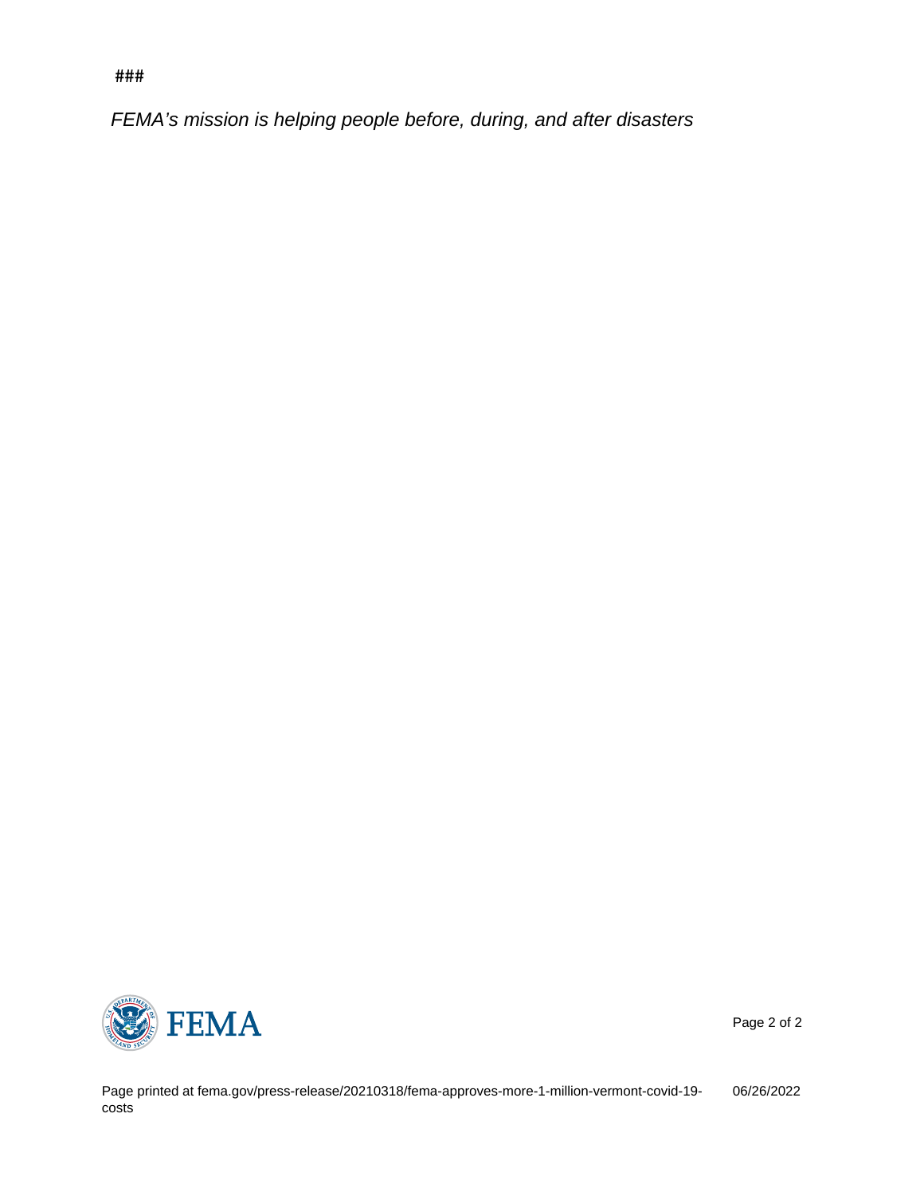###

*FEMA's mission is helping people before, during, and after disasters*